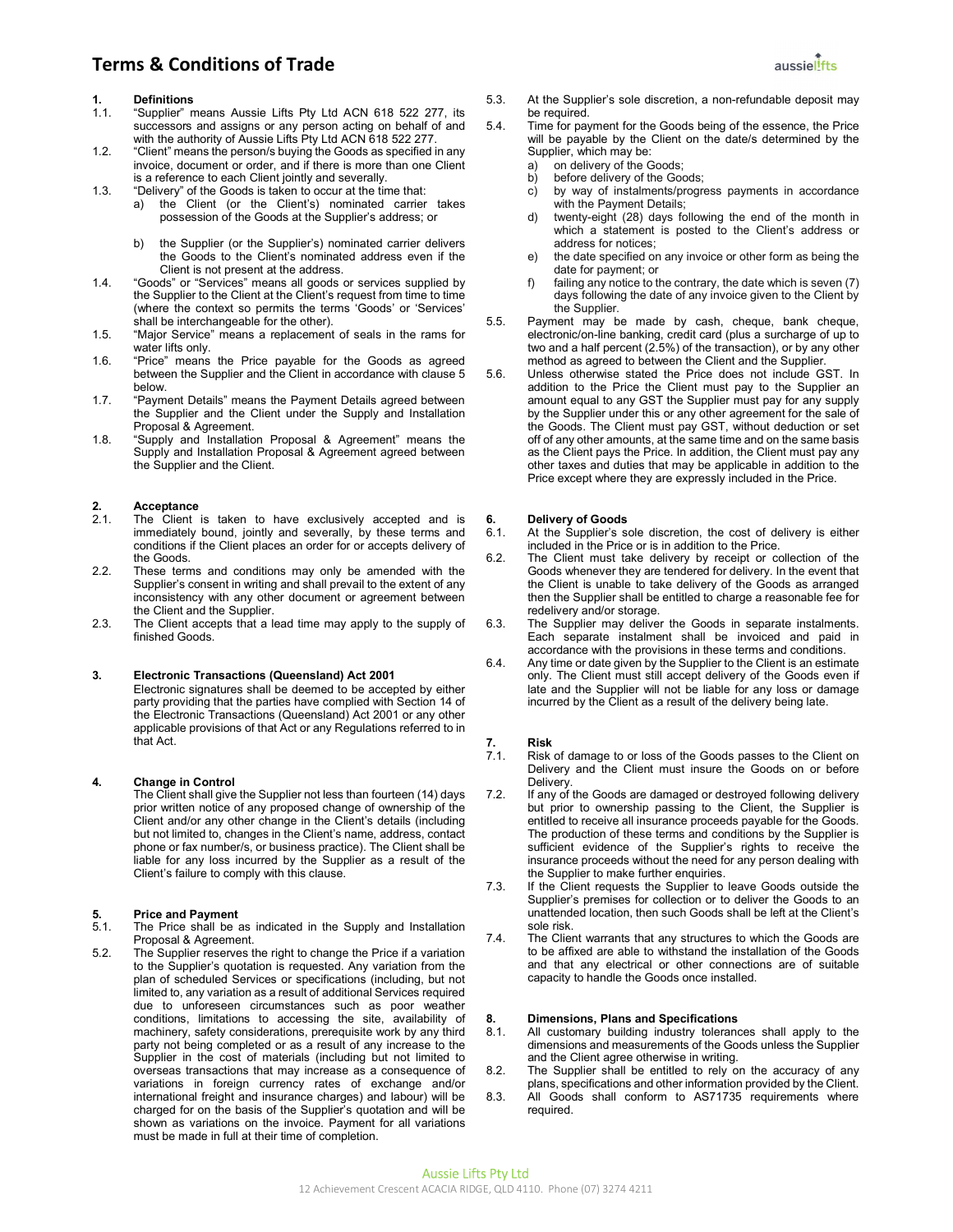# Terms & Conditions of Trade

## 1. Definitions

1.1. "Supplier" means Aussie Lifts Pty Ltd ACN 618 522 277, its successors and assigns or any person acting on behalf of and with the authority of Aussie Lifts Pty Ltd ACN 618 522 277.

1.2. "Client" means the person/s buying the Goods as specified in any invoice, document or order, and if there is more than one Client is a reference to each Client jointly and severally.

1.3. "Delivery" of the Goods is taken to occur at the time that:

a) the Client (or the Client's) nominated carrier takes possession of the Goods at the Supplier's address; or

b) the Supplier (or the Supplier's) nominated carrier delivers the Goods to the Client's nominated address even if the Client is not present at the address.

1.4. "Goods" or "Services" means all goods or services supplied by the Supplier to the Client at the Client's request from time to time (where the context so permits the terms 'Goods' or 'Services' shall be interchangeable for the other).

1.5. "Major Service" means a replacement of seals in the rams for water lifts only.

1.6. "Price" means the Price payable for the Goods as agreed between the Supplier and the Client in accordance with clause 5 below.

1.7. "Payment Details" means the Payment Details agreed between the Supplier and the Client under the Supply and Installation Proposal & Agreement.

1.8. "Supply and Installation Proposal & Agreement" means the Supply and Installation Proposal & Agreement agreed between the Supplier and the Client.

## 2. Acceptance

2.1. The Client is taken to have exclusively accepted and is immediately bound, jointly and severally, by these terms and conditions if the Client places an order for or accepts delivery of the Goods.

2.2. These terms and conditions may only be amended with the Supplier's consent in writing and shall prevail to the extent of any inconsistency with any other document or agreement between the Client and the Supplier.

2.3. The Client accepts that a lead time may apply to the supply of finished Goods.

## 3. Electronic Transactions (Queensland) Act 2001

Electronic signatures shall be deemed to be accepted by either party providing that the parties have complied with Section 14 of the Electronic Transactions (Queensland) Act 2001 or any other applicable provisions of that Act or any Regulations referred to in that Act.

## 4. Change in Control

The Client shall give the Supplier not less than fourteen (14) days prior written notice of any proposed change of ownership of the Client and/or any other change in the Client's details (including but not limited to, changes in the Client's name, address, contact phone or fax number/s, or business practice). The Client shall be liable for any loss incurred by the Supplier as a result of the Client's failure to comply with this clause.

## 5. Price and Payment

5.1. The Price shall be as indicated in the Supply and Installation Proposal & Agreement.

5.2. The Supplier reserves the right to change the Price if a variation to the Supplier's quotation is requested. Any variation from the plan of scheduled Services or specifications (including, but not limited to, any variation as a result of additional Services required due to unforeseen circumstances such as poor weather conditions, limitations to accessing the site, availability of machinery, safety considerations, prerequisite work by any third party not being completed or as a result of any increase to the Supplier in the cost of materials (including but not limited to overseas transactions that may increase as a consequence of variations in foreign currency rates of exchange and/or international freight and insurance charges) and labour) will be charged for on the basis of the Supplier's quotation and will be shown as variations on the invoice. Payment for all variations must be made in full at their time of completion.

5.3. At the Supplier's sole discretion, a non-refundable deposit may be required.

5.4. Time for payment for the Goods being of the essence, the Price will be payable by the Client on the date/s determined by the Supplier, which may be:

a) on delivery of the Goods;

b) before delivery of the Goods;

c) by way of instalments/progress payments in accordance with the Payment Details;

d) twenty-eight (28) days following the end of the month in which a statement is posted to the Client's address or address for notices;

e) the date specified on any invoice or other form as being the date for payment; or

f) failing any notice to the contrary, the date which is seven (7) days following the date of any invoice given to the Client by the Supplier.

5.5. Payment may be made by cash, cheque, bank cheque, electronic/on-line banking, credit card (plus a surcharge of up to two and a half percent (2.5%) of the transaction), or by any other method as agreed to between the Client and the Supplier.

5.6. Unless otherwise stated the Price does not include GST. In addition to the Price the Client must pay to the Supplier an amount equal to any GST the Supplier must pay for any supply by the Supplier under this or any other agreement for the sale of the Goods. The Client must pay GST, without deduction or set off of any other amounts, at the same time and on the same basis as the Client pays the Price. In addition, the Client must pay any other taxes and duties that may be applicable in addition to the Price except where they are expressly included in the Price.

## 6. Delivery of Goods

6.1. At the Supplier's sole discretion, the cost of delivery is either included in the Price or is in addition to the Price.

6.2. The Client must take delivery by receipt or collection of the Goods whenever they are tendered for delivery. In the event that the Client is unable to take delivery of the Goods as arranged then the Supplier shall be entitled to charge a reasonable fee for redelivery and/or storage.

6.3. The Supplier may deliver the Goods in separate instalments. Each separate instalment shall be invoiced and paid in accordance with the provisions in these terms and conditions.

6.4. Any time or date given by the Supplier to the Client is an estimate only. The Client must still accept delivery of the Goods even if late and the Supplier will not be liable for any loss or damage incurred by the Client as a result of the delivery being late.

## 7. Risk

7.1. Risk of damage to or loss of the Goods passes to the Client on Delivery and the Client must insure the Goods on or before Delivery.

7.2. If any of the Goods are damaged or destroyed following delivery but prior to ownership passing to the Client, the Supplier is entitled to receive all insurance proceeds payable for the Goods. The production of these terms and conditions by the Supplier is sufficient evidence of the Supplier's rights to receive the insurance proceeds without the need for any person dealing with the Supplier to make further enquiries.

7.3. If the Client requests the Supplier to leave Goods outside the Supplier's premises for collection or to deliver the Goods to an unattended location, then such Goods shall be left at the Client's sole risk.

7.4. The Client warrants that any structures to which the Goods are to be affixed are able to withstand the installation of the Goods and that any electrical or other connections are of suitable capacity to handle the Goods once installed.

## 8. Dimensions, Plans and Specifications

8.1. All customary building industry tolerances shall apply to the dimensions and measurements of the Goods unless the Supplier and the Client agree otherwise in writing.

8.2. The Supplier shall be entitled to rely on the accuracy of any plans, specifications and other information provided by the Client.

8.3. All Goods shall conform to AS71735 requirements where required.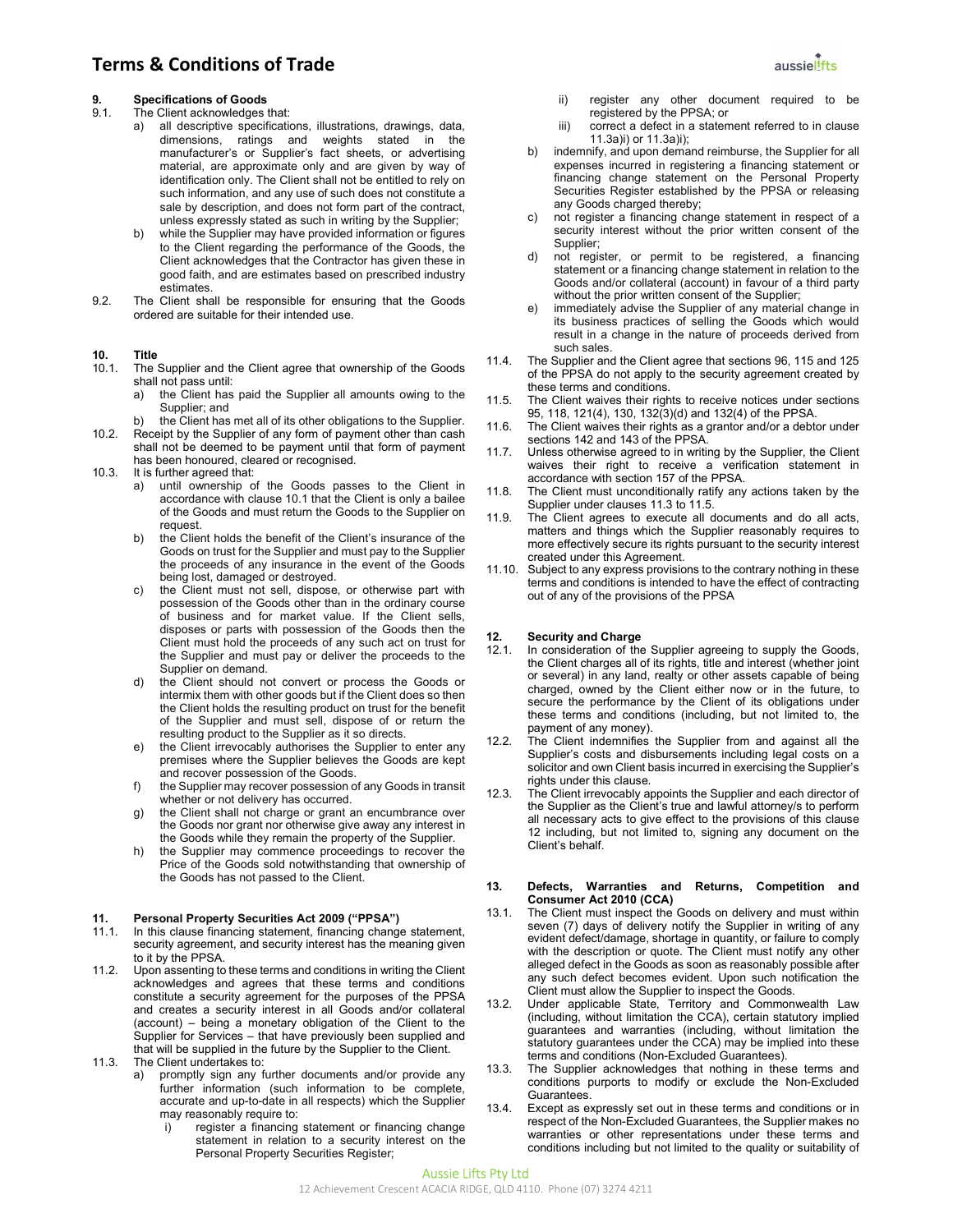## 9. Specifications of Goods

9.1. The Client acknowledges that:

a) all descriptive specifications, illustrations, drawings, data, dimensions, ratings and weights stated in the manufacturer's or Supplier's fact sheets, or advertising material, are approximate only and are given by way of identification only. The Client shall not be entitled to rely on such information, and any use of such does not constitute a sale by description, and does not form part of the contract, unless expressly stated as such in writing by the Supplier;

b) while the Supplier may have provided information or figures to the Client regarding the performance of the Goods, the Client acknowledges that the Contractor has given these in good faith, and are estimates based on prescribed industry estimates.

9.2. The Client shall be responsible for ensuring that the Goods ordered are suitable for their intended use.

## 10. Title

10.1. The Supplier and the Client agree that ownership of the Goods shall not pass until:

a) the Client has paid the Supplier all amounts owing to the Supplier; and

b) the Client has met all of its other obligations to the Supplier.

10.2. Receipt by the Supplier of any form of payment other than cash shall not be deemed to be payment until that form of payment has been honoured, cleared or recognised.

10.3. It is further agreed that:

a) until ownership of the Goods passes to the Client in accordance with clause 10.1 that the Client is only a bailee of the Goods and must return the Goods to the Supplier on request.

b) the Client holds the benefit of the Client's insurance of the Goods on trust for the Supplier and must pay to the Supplier the proceeds of any insurance in the event of the Goods being lost, damaged or destroyed.

c) the Client must not sell, dispose, or otherwise part with possession of the Goods other than in the ordinary course of business and for market value. If the Client sells, disposes or parts with possession of the Goods then the Client must hold the proceeds of any such act on trust for the Supplier and must pay or deliver the proceeds to the Supplier on demand.

d) the Client should not convert or process the Goods or intermix them with other goods but if the Client does so then the Client holds the resulting product on trust for the benefit of the Supplier and must sell, dispose of or return the resulting product to the Supplier as it so directs.

e) the Client irrevocably authorises the Supplier to enter any premises where the Supplier believes the Goods are kept and recover possession of the Goods.

f) the Supplier may recover possession of any Goods in transit whether or not delivery has occurred.

g) the Client shall not charge or grant an encumbrance over the Goods nor grant nor otherwise give away any interest in the Goods while they remain the property of the Supplier.

h) the Supplier may commence proceedings to recover the Price of the Goods sold notwithstanding that ownership of the Goods has not passed to the Client.

## 11. Personal Property Securities Act 2009 ("PPSA")

11.1. In this clause financing statement, financing change statement, security agreement, and security interest has the meaning given to it by the PPSA.

11.2. Upon assenting to these terms and conditions in writing the Client acknowledges and agrees that these terms and conditions constitute a security agreement for the purposes of the PPSA and creates a security interest in all Goods and/or collateral (account) – being a monetary obligation of the Client to the Supplier for Services – that have previously been supplied and that will be supplied in the future by the Supplier to the Client.

11.3. The Client undertakes to:

a) promptly sign any further documents and/or provide any further information (such information to be complete, accurate and up-to-date in all respects) which the Supplier may reasonably require to:

i) register a financing statement or financing change statement in relation to a security interest on the Personal Property Securities Register;

ii) register any other document required to be registered by the PPSA; or

iii) correct a defect in a statement referred to in clause 11.3a)i) or 11.3a)ii);

b) indemnify, and upon demand reimburse, the Supplier for all expenses incurred in registering a financing statement or financing change statement on the Personal Property Securities Register established by the PPSA or releasing any Goods charged thereby;

c) not register a financing change statement in respect of a security interest without the prior written consent of the Supplier;

d) not register, or permit to be registered, a financing statement or a financing change statement in relation to the Goods and/or collateral (account) in favour of a third party without the prior written consent of the Supplier;

e) immediately advise the Supplier of any material change in its business practices of selling the Goods which would result in a change in the nature of proceeds derived from such sales.

11.4. The Supplier and the Client agree that sections 96, 115 and 125 of the PPSA do not apply to the security agreement created by these terms and conditions.

11.5. The Client waives their rights to receive notices under sections 95, 118, 121(4), 130, 132(3)(d) and 132(4) of the PPSA.

11.6. The Client waives their rights as a grantor and/or a debtor under sections 142 and 143 of the PPSA.

11.7. Unless otherwise agreed to in writing by the Supplier, the Client waives their right to receive a verification statement in accordance with section 157 of the PPSA.

11.8. The Client must unconditionally ratify any actions taken by the Supplier under clauses 11.3 to 11.5.

11.9. The Client agrees to execute all documents and do all acts, matters and things which the Supplier reasonably requires to more effectively secure its rights pursuant to the security interest created under this Agreement.

11.10. Subject to any express provisions to the contrary nothing in these terms and conditions is intended to have the effect of contracting out of any of the provisions of the PPSA

## 12. Security and Charge

12.1. In consideration of the Supplier agreeing to supply the Goods, the Client charges all of its rights, title and interest (whether joint or several) in any land, realty or other assets capable of being charged, owned by the Client either now or in the future, to secure the performance by the Client of its obligations under these terms and conditions (including, but not limited to, the payment of any money).

12.2. The Client indemnifies the Supplier from and against all the Supplier's costs and disbursements including legal costs on a solicitor and own Client basis incurred in exercising the Supplier's rights under this clause.

12.3. The Client irrevocably appoints the Supplier and each director of the Supplier as the Client's true and lawful attorney/s to perform all necessary acts to give effect to the provisions of this clause 12 including, but not limited to, signing any document on the Client's behalf.

## 13. Defects, Warranties and Returns, Competition and Consumer Act 2010 (CCA)

13.1. The Client must inspect the Goods on delivery and must within seven (7) days of delivery notify the Supplier in writing of any evident defect/damage, shortage in quantity, or failure to comply with the description or quote. The Client must notify any other alleged defect in the Goods as soon as reasonably possible after any such defect becomes evident. Upon such notification the Client must allow the Supplier to inspect the Goods.

13.2. Under applicable State, Territory and Commonwealth Law (including, without limitation the CCA), certain statutory implied guarantees and warranties (including, without limitation the statutory guarantees under the CCA) may be implied into these terms and conditions (Non-Excluded Guarantees).

13.3. The Supplier acknowledges that nothing in these terms and conditions purports to modify or exclude the Non-Excluded Guarantees.

13.4. Except as expressly set out in these terms and conditions or in respect of the Non-Excluded Guarantees, the Supplier makes no warranties or other representations under these terms and conditions including but not limited to the quality or suitability of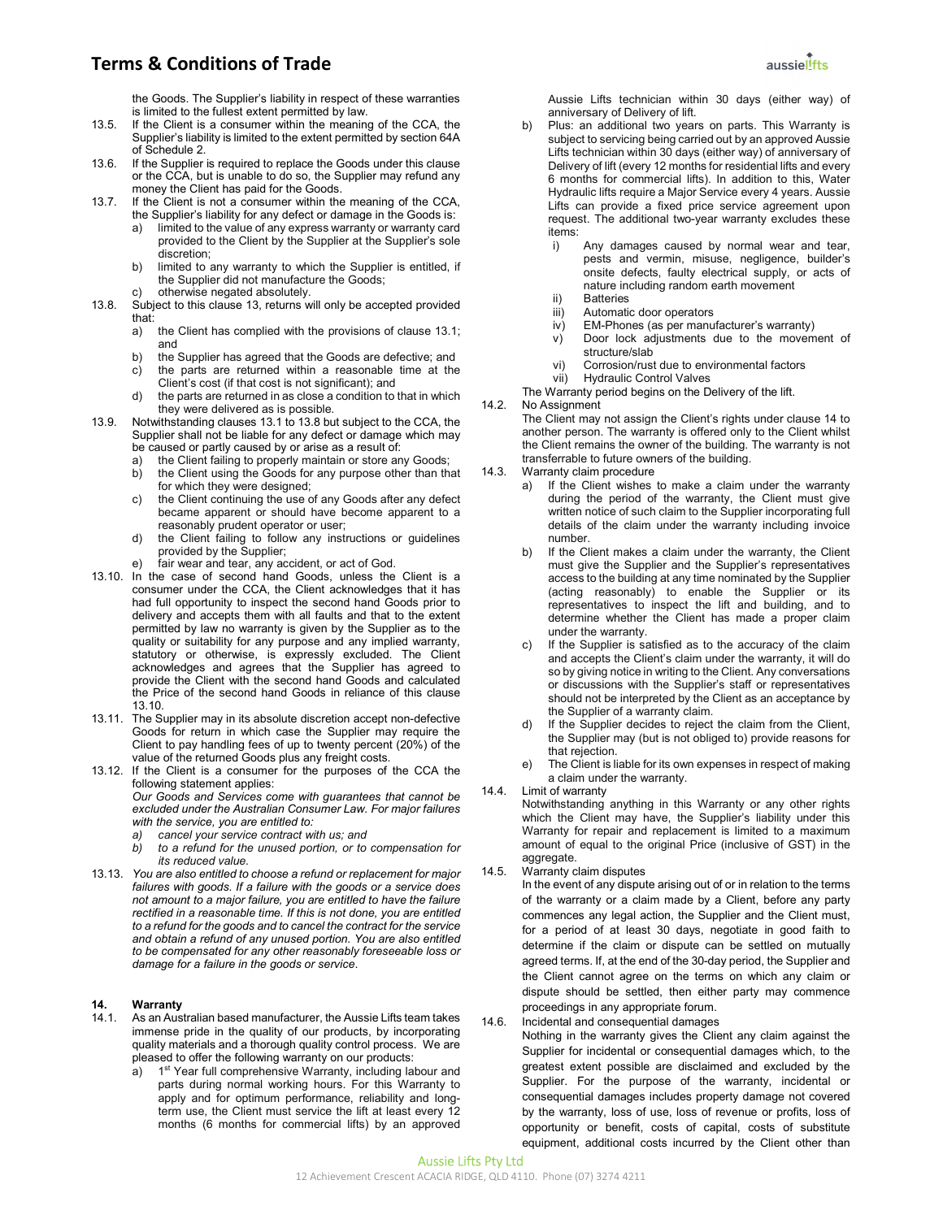the Goods. The Supplier's liability in respect of these warranties is limited to the fullest extent permitted by law.

13.5. If the Client is a consumer within the meaning of the CCA, the Supplier's liability is limited to the extent permitted by section 64A of Schedule 2.

13.6. If the Supplier is required to replace the Goods under this clause or the CCA, but is unable to do so, the Supplier may refund any money the Client has paid for the Goods.

13.7. If the Client is not a consumer within the meaning of the CCA, the Supplier's liability for any defect or damage in the Goods is:

a) limited to the value of any express warranty or warranty card provided to the Client by the Supplier at the Supplier's sole discretion;
b) limited to any warranty to which the Supplier is entitled, if the Supplier did not manufacture the Goods;
c) otherwise negated absolutely.

13.8. Subject to this clause 13, returns will only be accepted provided that:

a) the Client has complied with the provisions of clause 13.1; and
b) the Supplier has agreed that the Goods are defective; and
c) the parts are returned within a reasonable time at the Client's cost (if that cost is not significant); and
d) the parts are returned in as close a condition to that in which they were delivered as is possible.

13.9. Notwithstanding clauses 13.1 to 13.8 but subject to the CCA, the Supplier shall not be liable for any defect or damage which may be caused or partly caused by or arise as a result of:

a) the Client failing to properly maintain or store any Goods;
b) the Client using the Goods for any purpose other than that for which they were designed;
c) the Client continuing the use of any Goods after any defect became apparent or should have become apparent to a reasonably prudent operator or user;
d) the Client failing to follow any instructions or guidelines provided by the Supplier;
e) fair wear and tear, any accident, or act of God.

13.10. In the case of second hand Goods, unless the Client is a consumer under the CCA, the Client acknowledges that it has had full opportunity to inspect the second hand Goods prior to delivery and accepts them with all faults and that to the extent permitted by law no warranty is given by the Supplier as to the quality or suitability for any purpose and any implied warranty, statutory or otherwise, is expressly excluded. The Client acknowledges and agrees that the Supplier has agreed to provide the Client with the second hand Goods and calculated the Price of the second hand Goods in reliance of this clause 13.10.

13.11. The Supplier may in its absolute discretion accept non-defective Goods for return in which case the Supplier may require the Client to pay handling fees of up to twenty percent (20%) of the value of the returned Goods plus any freight costs.

13.12. If the Client is a consumer for the purposes of the CCA the following statement applies:
*Our Goods and Services come with guarantees that cannot be excluded under the Australian Consumer Law. For major failures with the service, you are entitled to:*

*a) cancel your service contract with us; and*
*b) to a refund for the unused portion, or to compensation for its reduced value.*

13.13. *You are also entitled to choose a refund or replacement for major failures with goods. If a failure with the goods or a service does not amount to a major failure, you are entitled to have the failure rectified in a reasonable time. If this is not done, you are entitled to a refund for the goods and to cancel the contract for the service and obtain a refund of any unused portion. You are also entitled to be compensated for any other reasonably foreseeable loss or damage for a failure in the goods or service.*

## 14. Warranty

14.1. As an Australian based manufacturer, the Aussie Lifts team takes immense pride in the quality of our products, by incorporating quality materials and a thorough quality control process. We are pleased to offer the following warranty on our products:

a) 1st Year full comprehensive Warranty, including labour and parts during normal working hours. For this Warranty to apply and for optimum performance, reliability and long-term use, the Client must service the lift at least every 12 months (6 months for commercial lifts) by an approved Aussie Lifts technician within 30 days (either way) of anniversary of Delivery of lift.
b) Plus: an additional two years on parts. This Warranty is subject to servicing being carried out by an approved Aussie Lifts technician within 30 days (either way) of anniversary of Delivery of lift (every 12 months for residential lifts and every 6 months for commercial lifts). In addition to this, Water Hydraulic lifts require a Major Service every 4 years. Aussie Lifts can provide a fixed price service agreement upon request. The additional two-year warranty excludes these items:
   i) Any damages caused by normal wear and tear, pests and vermin, misuse, negligence, builder's onsite defects, faulty electrical supply, or acts of nature including random earth movement
   ii) Batteries
   iii) Automatic door operators
   iv) EM-Phones (as per manufacturer's warranty)
   v) Door lock adjustments due to the movement of structure/slab
   vi) Corrosion/rust due to environmental factors
   vii) Hydraulic Control Valves

The Warranty period begins on the Delivery of the lift.

14.2. No Assignment
The Client may not assign the Client's rights under clause 14 to another person. The warranty is offered only to the Client whilst the Client remains the owner of the building. The warranty is not transferrable to future owners of the building.

14.3. Warranty claim procedure

a) If the Client wishes to make a claim under the warranty during the period of the warranty, the Client must give written notice of such claim to the Supplier incorporating full details of the claim under the warranty including invoice number.
b) If the Client makes a claim under the warranty, the Client must give the Supplier and the Supplier's representatives access to the building at any time nominated by the Supplier (acting reasonably) to enable the Supplier or its representatives to inspect the lift and building, and to determine whether the Client has made a proper claim under the warranty.
c) If the Supplier is satisfied as to the accuracy of the claim and accepts the Client's claim under the warranty, it will do so by giving notice in writing to the Client. Any conversations or discussions with the Supplier's staff or representatives should not be interpreted by the Client as an acceptance by the Supplier of a warranty claim.
d) If the Supplier decides to reject the claim from the Client, the Supplier may (but is not obliged to) provide reasons for that rejection.
e) The Client is liable for its own expenses in respect of making a claim under the warranty.

14.4. Limit of warranty
Notwithstanding anything in this Warranty or any other rights which the Client may have, the Supplier's liability under this Warranty for repair and replacement is limited to a maximum amount of equal to the original Price (inclusive of GST) in the aggregate.

14.5. Warranty claim disputes
In the event of any dispute arising out of or in relation to the terms of the warranty or a claim made by a Client, before any party commences any legal action, the Supplier and the Client must, for a period of at least 30 days, negotiate in good faith to determine if the claim or dispute can be settled on mutually agreed terms. If, at the end of the 30-day period, the Supplier and the Client cannot agree on the terms on which any claim or dispute should be settled, then either party may commence proceedings in any appropriate forum.

14.6. Incidental and consequential damages
Nothing in the warranty gives the Client any claim against the Supplier for incidental or consequential damages which, to the greatest extent possible are disclaimed and excluded by the Supplier. For the purpose of the warranty, incidental or consequential damages includes property damage not covered by the warranty, loss of use, loss of revenue or profits, loss of opportunity or benefit, costs of capital, costs of substitute equipment, additional costs incurred by the Client other than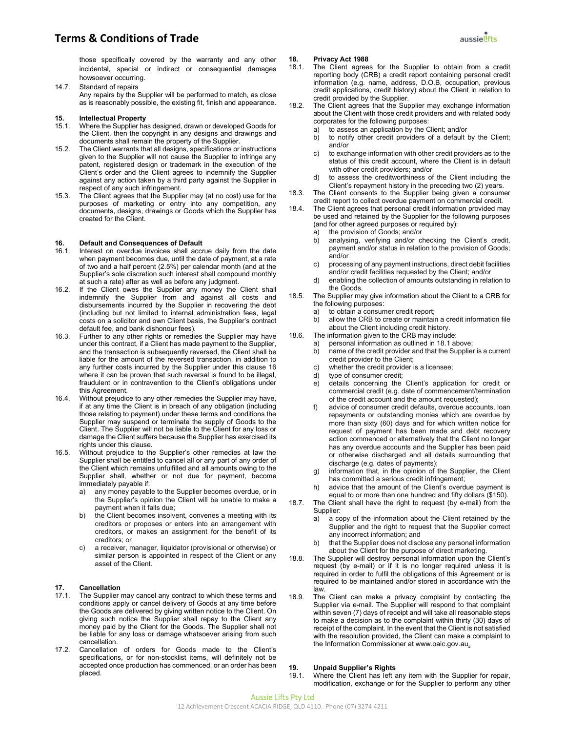those specifically covered by the warranty and any other incidental, special or indirect or consequential damages howsoever occurring.

14.7. Standard of repairs
Any repairs by the Supplier will be performed to match, as close as is reasonably possible, the existing fit, finish and appearance.

## 15. Intellectual Property

15.1. Where the Supplier has designed, drawn or developed Goods for the Client, then the copyright in any designs and drawings and documents shall remain the property of the Supplier.

15.2. The Client warrants that all designs, specifications or instructions given to the Supplier will not cause the Supplier to infringe any patent, registered design or trademark in the execution of the Client's order and the Client agrees to indemnify the Supplier against any action taken by a third party against the Supplier in respect of any such infringement.

15.3. The Client agrees that the Supplier may (at no cost) use for the purposes of marketing or entry into any competition, any documents, designs, drawings or Goods which the Supplier has created for the Client.

## 16. Default and Consequences of Default

16.1. Interest on overdue invoices shall accrue daily from the date when payment becomes due, until the date of payment, at a rate of two and a half percent (2.5%) per calendar month (and at the Supplier's sole discretion such interest shall compound monthly at such a rate) after as well as before any judgment.

16.2. If the Client owes the Supplier any money the Client shall indemnify the Supplier from and against all costs and disbursements incurred by the Supplier in recovering the debt (including but not limited to internal administration fees, legal costs on a solicitor and own Client basis, the Supplier's contract default fee, and bank dishonour fees).

16.3. Further to any other rights or remedies the Supplier may have under this contract, if a Client has made payment to the Supplier, and the transaction is subsequently reversed, the Client shall be liable for the amount of the reversed transaction, in addition to any further costs incurred by the Supplier under this clause 16 where it can be proven that such reversal is found to be illegal, fraudulent or in contravention to the Client's obligations under this Agreement.

16.4. Without prejudice to any other remedies the Supplier may have, if at any time the Client is in breach of any obligation (including those relating to payment) under these terms and conditions the Supplier may suspend or terminate the supply of Goods to the Client. The Supplier will not be liable to the Client for any loss or damage the Client suffers because the Supplier has exercised its rights under this clause.

16.5. Without prejudice to the Supplier's other remedies at law the Supplier shall be entitled to cancel all or any part of any order of the Client which remains unfulfilled and all amounts owing to the Supplier shall, whether or not due for payment, become immediately payable if:

a) any money payable to the Supplier becomes overdue, or in the Supplier's opinion the Client will be unable to make a payment when it falls due;
b) the Client becomes insolvent, convenes a meeting with its creditors or proposes or enters into an arrangement with creditors, or makes an assignment for the benefit of its creditors; or
c) a receiver, manager, liquidator (provisional or otherwise) or similar person is appointed in respect of the Client or any asset of the Client.

## 17. Cancellation

17.1. The Supplier may cancel any contract to which these terms and conditions apply or cancel delivery of Goods at any time before the Goods are delivered by giving written notice to the Client. On giving such notice the Supplier shall repay to the Client any money paid by the Client for the Goods. The Supplier shall not be liable for any loss or damage whatsoever arising from such cancellation.

17.2. Cancellation of orders for Goods made to the Client's specifications, or for non-stocklist items, will definitely not be accepted once production has commenced, or an order has been placed.

## 18. Privacy Act 1988

18.1. The Client agrees for the Supplier to obtain from a credit reporting body (CRB) a credit report containing personal credit information (e.g. name, address, D.O.B, occupation, previous credit applications, credit history) about the Client in relation to credit provided by the Supplier.

18.2. The Client agrees that the Supplier may exchange information about the Client with those credit providers and with related body corporates for the following purposes:

a) to assess an application by the Client; and/or
b) to notify other credit providers of a default by the Client; and/or
c) to exchange information with other credit providers as to the status of this credit account, where the Client is in default with other credit providers; and/or
d) to assess the creditworthiness of the Client including the Client's repayment history in the preceding two (2) years.

18.3. The Client consents to the Supplier being given a consumer credit report to collect overdue payment on commercial credit.

18.4. The Client agrees that personal credit information provided may be used and retained by the Supplier for the following purposes (and for other agreed purposes or required by):

a) the provision of Goods; and/or
b) analysing, verifying and/or checking the Client's credit, payment and/or status in relation to the provision of Goods; and/or
c) processing of any payment instructions, direct debit facilities and/or credit facilities requested by the Client; and/or
d) enabling the collection of amounts outstanding in relation to the Goods.

18.5. The Supplier may give information about the Client to a CRB for the following purposes:

a) to obtain a consumer credit report;
b) allow the CRB to create or maintain a credit information file about the Client including credit history.

18.6. The information given to the CRB may include:

a) personal information as outlined in 18.1 above;
b) name of the credit provider and that the Supplier is a current credit provider to the Client;
c) whether the credit provider is a licensee;
d) type of consumer credit;
e) details concerning the Client's application for credit or commercial credit (e.g. date of commencement/termination of the credit account and the amount requested);
f) advice of consumer credit defaults, overdue accounts, loan repayments or outstanding monies which are overdue by more than sixty (60) days and for which written notice for request of payment has been made and debt recovery action commenced or alternatively that the Client no longer has any overdue accounts and the Supplier has been paid or otherwise discharged and all details surrounding that discharge (e.g. dates of payments);
g) information that, in the opinion of the Supplier, the Client has committed a serious credit infringement;
h) advice that the amount of the Client's overdue payment is equal to or more than one hundred and fifty dollars ($150).

18.7. The Client shall have the right to request (by e-mail) from the Supplier:

a) a copy of the information about the Client retained by the Supplier and the right to request that the Supplier correct any incorrect information; and
b) that the Supplier does not disclose any personal information about the Client for the purpose of direct marketing.

18.8. The Supplier will destroy personal information upon the Client's request (by e-mail) or if it is no longer required unless it is required in order to fulfil the obligations of this Agreement or is required to be maintained and/or stored in accordance with the law.

18.9. The Client can make a privacy complaint by contacting the Supplier via e-mail. The Supplier will respond to that complaint within seven (7) days of receipt and will take all reasonable steps to make a decision as to the complaint within thirty (30) days of receipt of the complaint. In the event that the Client is not satisfied with the resolution provided, the Client can make a complaint to the Information Commissioner at www.oaic.gov.au.

## 19. Unpaid Supplier's Rights

19.1. Where the Client has left any item with the Supplier for repair, modification, exchange or for the Supplier to perform any other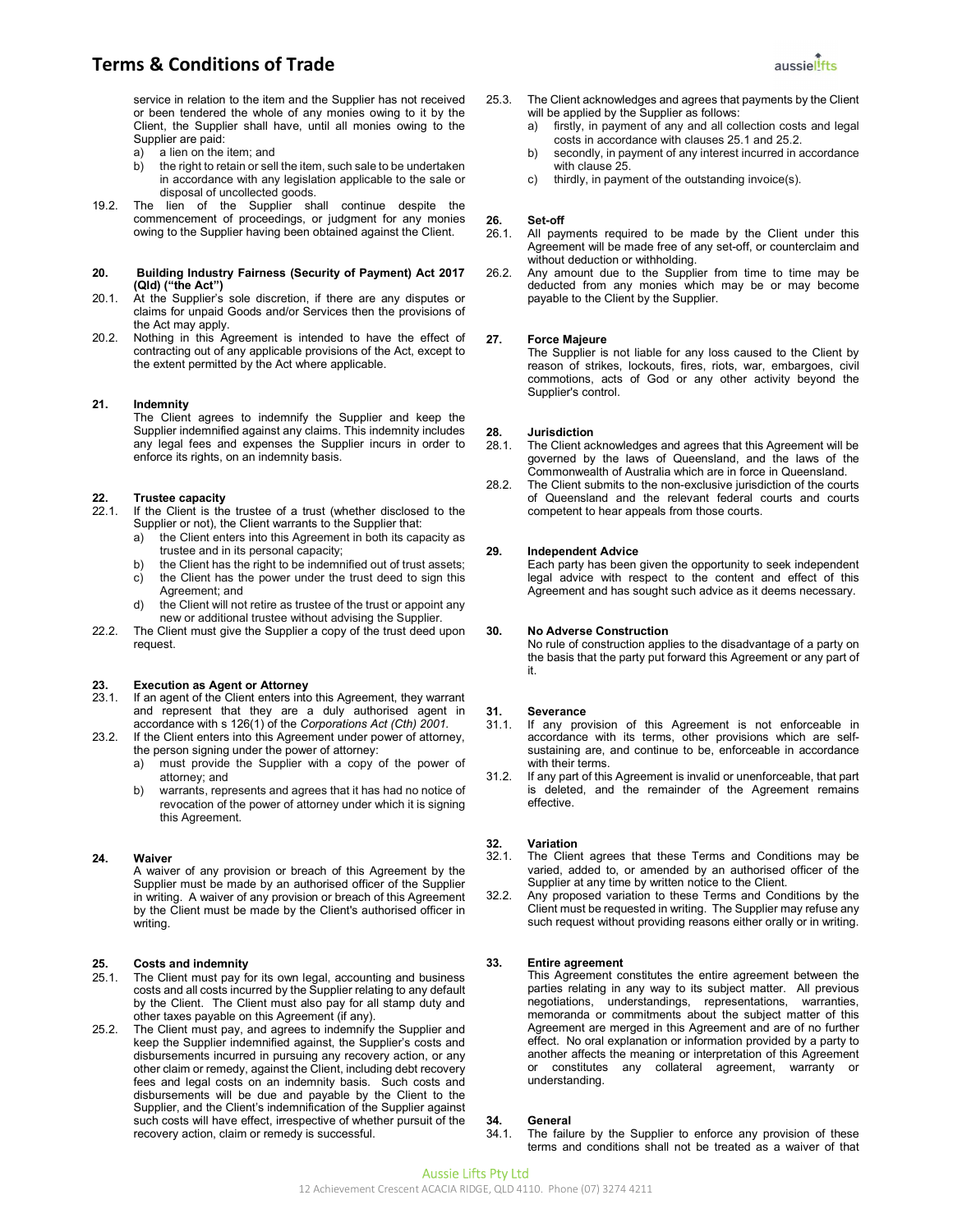service in relation to the item and the Supplier has not received or been tendered the whole of any monies owing to it by the Client, the Supplier shall have, until all monies owing to the Supplier are paid:

a) a lien on the item; and

b) the right to retain or sell the item, such sale to be undertaken in accordance with any legislation applicable to the sale or disposal of uncollected goods.

19.2. The lien of the Supplier shall continue despite the commencement of proceedings, or judgment for any monies owing to the Supplier having been obtained against the Client.

**20. Building Industry Fairness (Security of Payment) Act 2017 (Qld) ("the Act")**

20.1. At the Supplier's sole discretion, if there are any disputes or claims for unpaid Goods and/or Services then the provisions of the Act may apply.

20.2. Nothing in this Agreement is intended to have the effect of contracting out of any applicable provisions of the Act, except to the extent permitted by the Act where applicable.

**21. Indemnity**

The Client agrees to indemnify the Supplier and keep the Supplier indemnified against any claims. This indemnity includes any legal fees and expenses the Supplier incurs in order to enforce its rights, on an indemnity basis.

**22. Trustee capacity**

22.1. If the Client is the trustee of a trust (whether disclosed to the Supplier or not), the Client warrants to the Supplier that:

a) the Client enters into this Agreement in both its capacity as trustee and in its personal capacity;

b) the Client has the right to be indemnified out of trust assets;

c) the Client has the power under the trust deed to sign this Agreement; and

d) the Client will not retire as trustee of the trust or appoint any new or additional trustee without advising the Supplier.

22.2. The Client must give the Supplier a copy of the trust deed upon request.

**23. Execution as Agent or Attorney**

23.1. If an agent of the Client enters into this Agreement, they warrant and represent that they are a duly authorised agent in accordance with s 126(1) of the *Corporations Act (Cth) 2001.*

23.2. If the Client enters into this Agreement under power of attorney, the person signing under the power of attorney:

a) must provide the Supplier with a copy of the power of attorney; and

b) warrants, represents and agrees that it has had no notice of revocation of the power of attorney under which it is signing this Agreement.

**24. Waiver**

A waiver of any provision or breach of this Agreement by the Supplier must be made by an authorised officer of the Supplier in writing. A waiver of any provision or breach of this Agreement by the Client must be made by the Client's authorised officer in writing.

**25. Costs and indemnity**

25.1. The Client must pay for its own legal, accounting and business costs and all costs incurred by the Supplier relating to any default by the Client. The Client must also pay for all stamp duty and other taxes payable on this Agreement (if any).

25.2. The Client must pay, and agrees to indemnify the Supplier and keep the Supplier indemnified against, the Supplier's costs and disbursements incurred in pursuing any recovery action, or any other claim or remedy, against the Client, including debt recovery fees and legal costs on an indemnity basis. Such costs and disbursements will be due and payable by the Client to the Supplier, and the Client's indemnification of the Supplier against such costs will have effect, irrespective of whether pursuit of the recovery action, claim or remedy is successful.

25.3. The Client acknowledges and agrees that payments by the Client will be applied by the Supplier as follows:

a) firstly, in payment of any and all collection costs and legal costs in accordance with clauses 25.1 and 25.2.

b) secondly, in payment of any interest incurred in accordance with clause 25.

c) thirdly, in payment of the outstanding invoice(s).

**26. Set-off**

26.1. All payments required to be made by the Client under this Agreement will be made free of any set-off, or counterclaim and without deduction or withholding.

26.2. Any amount due to the Supplier from time to time may be deducted from any monies which may be or may become payable to the Client by the Supplier.

**27. Force Majeure**

The Supplier is not liable for any loss caused to the Client by reason of strikes, lockouts, fires, riots, war, embargoes, civil commotions, acts of God or any other activity beyond the Supplier's control.

**28. Jurisdiction**

28.1. The Client acknowledges and agrees that this Agreement will be governed by the laws of Queensland, and the laws of the Commonwealth of Australia which are in force in Queensland.

28.2. The Client submits to the non-exclusive jurisdiction of the courts of Queensland and the relevant federal courts and courts competent to hear appeals from those courts.

**29. Independent Advice**

Each party has been given the opportunity to seek independent legal advice with respect to the content and effect of this Agreement and has sought such advice as it deems necessary.

**30. No Adverse Construction**

No rule of construction applies to the disadvantage of a party on the basis that the party put forward this Agreement or any part of it.

**31. Severance**

31.1. If any provision of this Agreement is not enforceable in accordance with its terms, other provisions which are self-sustaining are, and continue to be, enforceable in accordance with their terms.

31.2. If any part of this Agreement is invalid or unenforceable, that part is deleted, and the remainder of the Agreement remains effective.

**32. Variation**

32.1. The Client agrees that these Terms and Conditions may be varied, added to, or amended by an authorised officer of the Supplier at any time by written notice to the Client.

32.2. Any proposed variation to these Terms and Conditions by the Client must be requested in writing. The Supplier may refuse any such request without providing reasons either orally or in writing.

**33. Entire agreement**

This Agreement constitutes the entire agreement between the parties relating in any way to its subject matter. All previous negotiations, understandings, representations, warranties, memoranda or commitments about the subject matter of this Agreement are merged in this Agreement and are of no further effect. No oral explanation or information provided by a party to another affects the meaning or interpretation of this Agreement or constitutes any collateral agreement, warranty or understanding.

**34. General**

34.1. The failure by the Supplier to enforce any provision of these terms and conditions shall not be treated as a waiver of that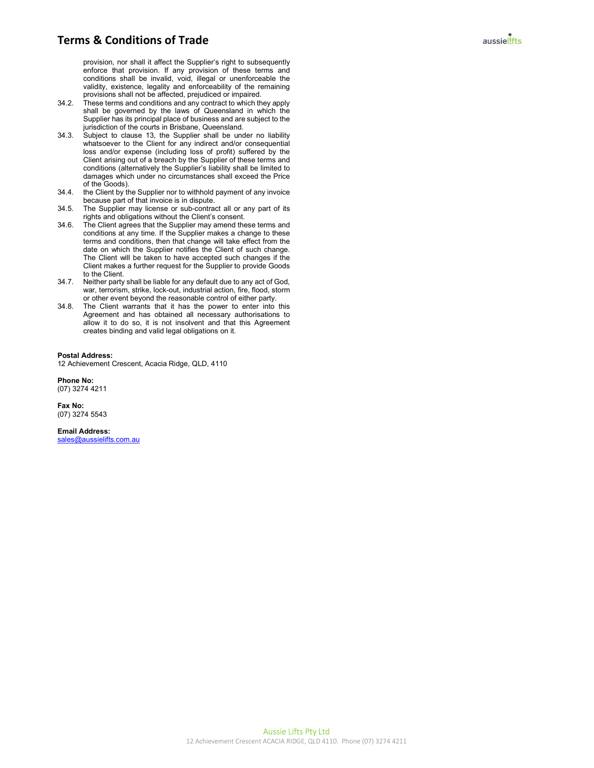provision, nor shall it affect the Supplier's right to subsequently enforce that provision. If any provision of these terms and conditions shall be invalid, void, illegal or unenforceable the validity, existence, legality and enforceability of the remaining provisions shall not be affected, prejudiced or impaired.

34.2. These terms and conditions and any contract to which they apply shall be governed by the laws of Queensland in which the Supplier has its principal place of business and are subject to the jurisdiction of the courts in Brisbane, Queensland.

34.3. Subject to clause 13, the Supplier shall be under no liability whatsoever to the Client for any indirect and/or consequential loss and/or expense (including loss of profit) suffered by the Client arising out of a breach by the Supplier of these terms and conditions (alternatively the Supplier's liability shall be limited to damages which under no circumstances shall exceed the Price of the Goods).

34.4. the Client by the Supplier nor to withhold payment of any invoice because part of that invoice is in dispute.

34.5. The Supplier may license or sub-contract all or any part of its rights and obligations without the Client's consent.

34.6. The Client agrees that the Supplier may amend these terms and conditions at any time. If the Supplier makes a change to these terms and conditions, then that change will take effect from the date on which the Supplier notifies the Client of such change. The Client will be taken to have accepted such changes if the Client makes a further request for the Supplier to provide Goods to the Client.

34.7. Neither party shall be liable for any default due to any act of God, war, terrorism, strike, lock-out, industrial action, fire, flood, storm or other event beyond the reasonable control of either party.

34.8. The Client warrants that it has the power to enter into this Agreement and has obtained all necessary authorisations to allow it to do so, it is not insolvent and that this Agreement creates binding and valid legal obligations on it.

**Postal Address:**
12 Achievement Crescent, Acacia Ridge, QLD, 4110

**Phone No:**
(07) 3274 4211

**Fax No:**
(07) 3274 5543

**Email Address:**
sales@aussielifts.com.au